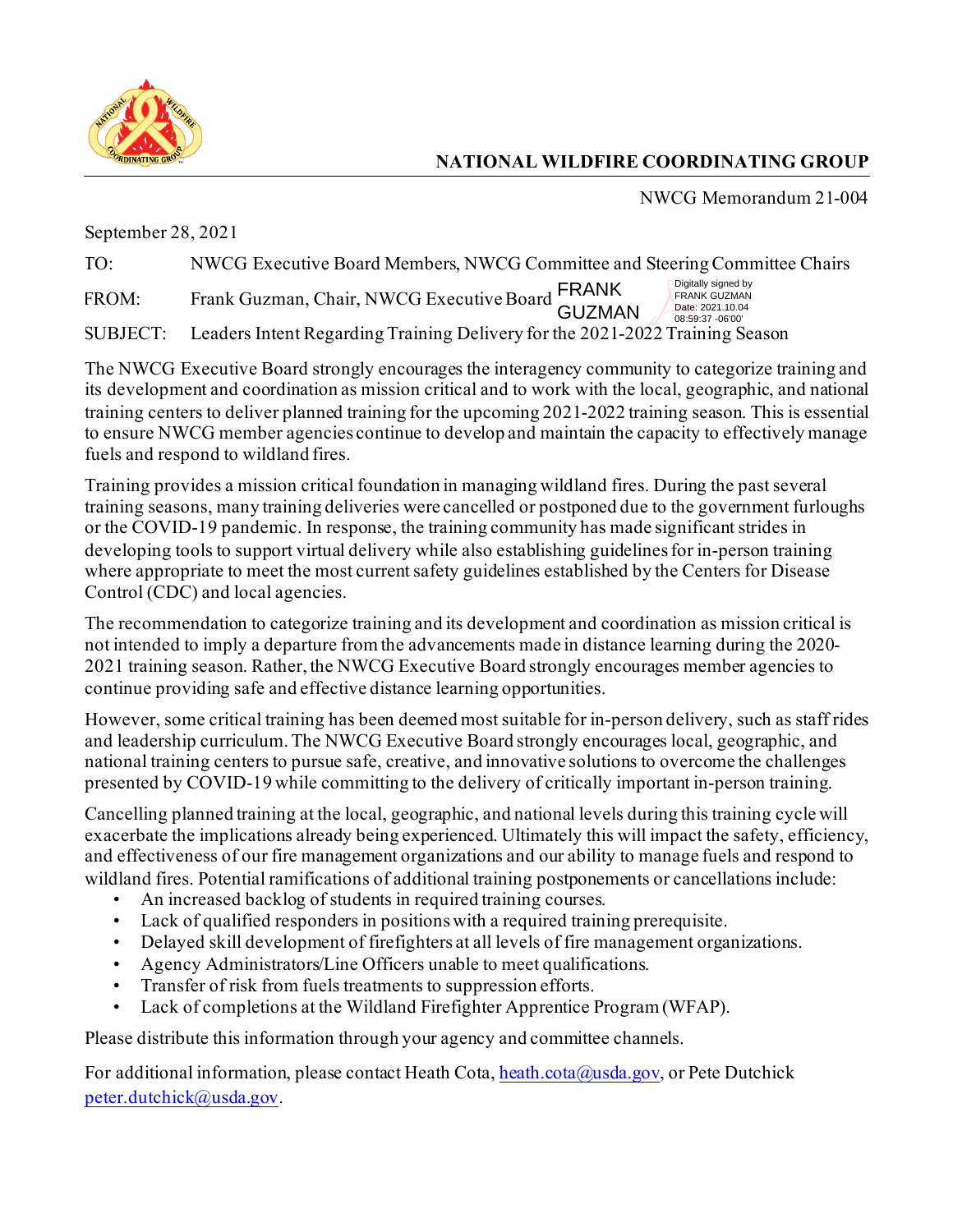# NATIONAL WILDFIRE COORDINATING GROUP

NWCG Memorandum 21-004

September 28, 2021

TO: NWCG Executive Board Members, NWCG Committee and Steering Committee Chairs

FROM: Frank Guzman, Chair, NWCG Executive Board FRANK GUZMAN Digitally signed by FRANK GUZMAN Date: 2021.10.04 08:59:37 -06'00'

SUBJECT: Leaders Intent Regarding Training Delivery for the 2021-2022 Training Season

The NWCG Executive Board strongly encourages the interagency community to categorize training and its development and coordination as mission critical and to work with the local, geographic, and national training centers to deliver planned training for the upcoming 2021-2022 training season. This is essential to ensure NWCG member agencies continue to develop and maintain the capacity to effectively manage fuels and respond to wildland fires.

Training provides a mission critical foundation in managing wildland fires. During the past several training seasons, many training deliveries were cancelled or postponed due to the government furloughs or the COVID-19 pandemic. In response, the training community has made significant strides in developing tools to support virtual delivery while also establishing guidelines for in-person training where appropriate to meet the most current safety guidelines established by the Centers for Disease Control (CDC) and local agencies.

The recommendation to categorize training and its development and coordination as mission critical is not intended to imply a departure from the advancements made in distance learning during the 2020-2021 training season. Rather, the NWCG Executive Board strongly encourages member agencies to continue providing safe and effective distance learning opportunities.

However, some critical training has been deemed most suitable for in-person delivery, such as staff rides and leadership curriculum. The NWCG Executive Board strongly encourages local, geographic, and national training centers to pursue safe, creative, and innovative solutions to overcome the challenges presented by COVID-19 while committing to the delivery of critically important in-person training.

Cancelling planned training at the local, geographic, and national levels during this training cycle will exacerbate the implications already being experienced. Ultimately this will impact the safety, efficiency, and effectiveness of our fire management organizations and our ability to manage fuels and respond to wildland fires. Potential ramifications of additional training postponements or cancellations include:

- An increased backlog of students in required training courses.
- Lack of qualified responders in positions with a required training prerequisite.
- Delayed skill development of firefighters at all levels of fire management organizations.
- Agency Administrators/Line Officers unable to meet qualifications.
- Transfer of risk from fuels treatments to suppression efforts.
- Lack of completions at the Wildland Firefighter Apprentice Program (WFAP).

Please distribute this information through your agency and committee channels.

For additional information, please contact Heath Cota, heath.cota@usda.gov, or Pete Dutchick peter.dutchick@usda.gov.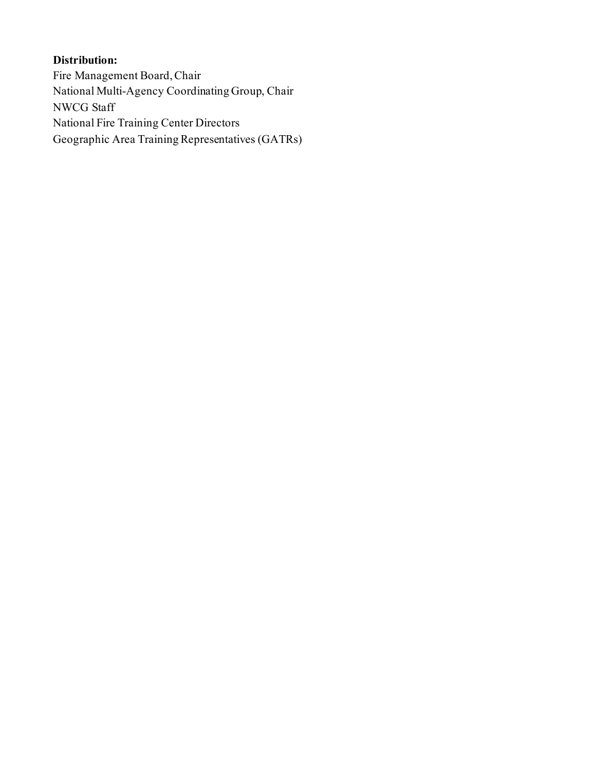**Distribution:**
Fire Management Board, Chair
National Multi-Agency Coordinating Group, Chair
NWCG Staff
National Fire Training Center Directors
Geographic Area Training Representatives (GATRs)